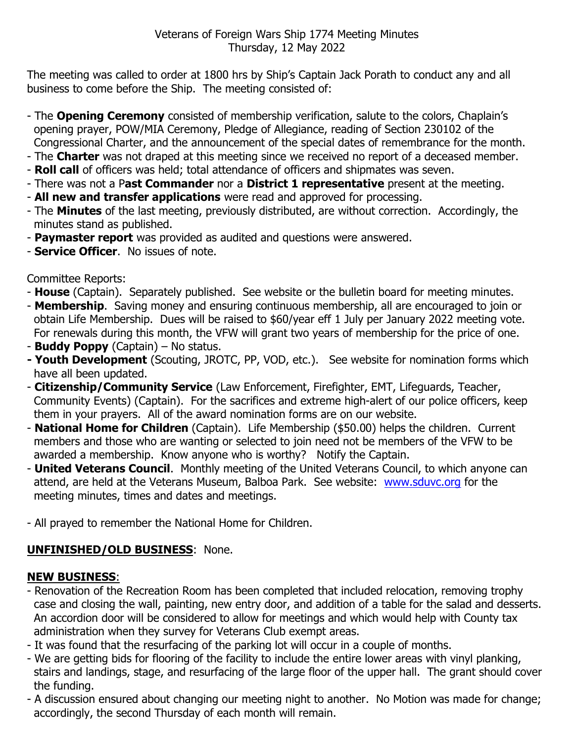Veterans of Foreign Wars Ship 1774 Meeting Minutes
Thursday, 12 May 2022

The meeting was called to order at 1800 hrs by Ship's Captain Jack Porath to conduct any and all business to come before the Ship. The meeting consisted of:

- The **Opening Ceremony** consisted of membership verification, salute to the colors, Chaplain's opening prayer, POW/MIA Ceremony, Pledge of Allegiance, reading of Section 230102 of the Congressional Charter, and the announcement of the special dates of remembrance for the month.
- The **Charter** was not draped at this meeting since we received no report of a deceased member.
- **Roll call** of officers was held; total attendance of officers and shipmates was seven.
- There was not a P**ast Commander** nor a **District 1 representative** present at the meeting.
- **All new and transfer applications** were read and approved for processing.
- The **Minutes** of the last meeting, previously distributed, are without correction. Accordingly, the minutes stand as published.
- **Paymaster report** was provided as audited and questions were answered.
- **Service Officer**. No issues of note.

Committee Reports:
- **House** (Captain). Separately published. See website or the bulletin board for meeting minutes.
- **Membership**. Saving money and ensuring continuous membership, all are encouraged to join or obtain Life Membership. Dues will be raised to $60/year eff 1 July per January 2022 meeting vote. For renewals during this month, the VFW will grant two years of membership for the price of one.
- **Buddy Poppy** (Captain) – No status.
- **Youth Development** (Scouting, JROTC, PP, VOD, etc.). See website for nomination forms which have all been updated.
- **Citizenship/Community Service** (Law Enforcement, Firefighter, EMT, Lifeguards, Teacher, Community Events) (Captain). For the sacrifices and extreme high-alert of our police officers, keep them in your prayers. All of the award nomination forms are on our website.
- **National Home for Children** (Captain). Life Membership ($50.00) helps the children. Current members and those who are wanting or selected to join need not be members of the VFW to be awarded a membership. Know anyone who is worthy? Notify the Captain.
- **United Veterans Council**. Monthly meeting of the United Veterans Council, to which anyone can attend, are held at the Veterans Museum, Balboa Park. See website: [www.sduvc.org](http://www.sduvc.org) for the meeting minutes, times and dates and meetings.

- All prayed to remember the National Home for Children.

**UNFINISHED/OLD BUSINESS**: None.

**NEW BUSINESS**:
- Renovation of the Recreation Room has been completed that included relocation, removing trophy case and closing the wall, painting, new entry door, and addition of a table for the salad and desserts. An accordion door will be considered to allow for meetings and which would help with County tax administration when they survey for Veterans Club exempt areas.
- It was found that the resurfacing of the parking lot will occur in a couple of months.
- We are getting bids for flooring of the facility to include the entire lower areas with vinyl planking, stairs and landings, stage, and resurfacing of the large floor of the upper hall. The grant should cover the funding.
- A discussion ensured about changing our meeting night to another. No Motion was made for change; accordingly, the second Thursday of each month will remain.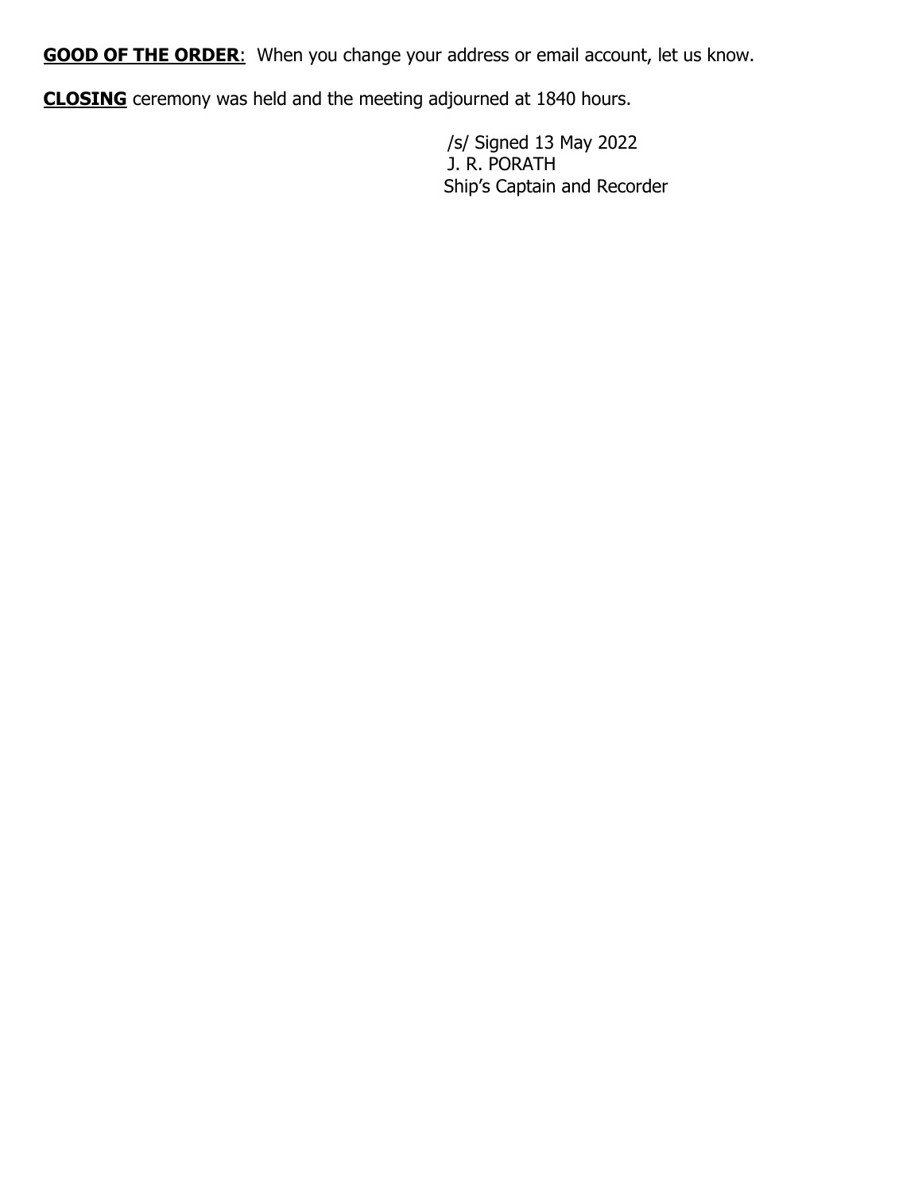**GOOD OF THE ORDER**: When you change your address or email account, let us know.

**CLOSING** ceremony was held and the meeting adjourned at 1840 hours.

/s/ Signed 13 May 2022
J. R. PORATH
Ship's Captain and Recorder